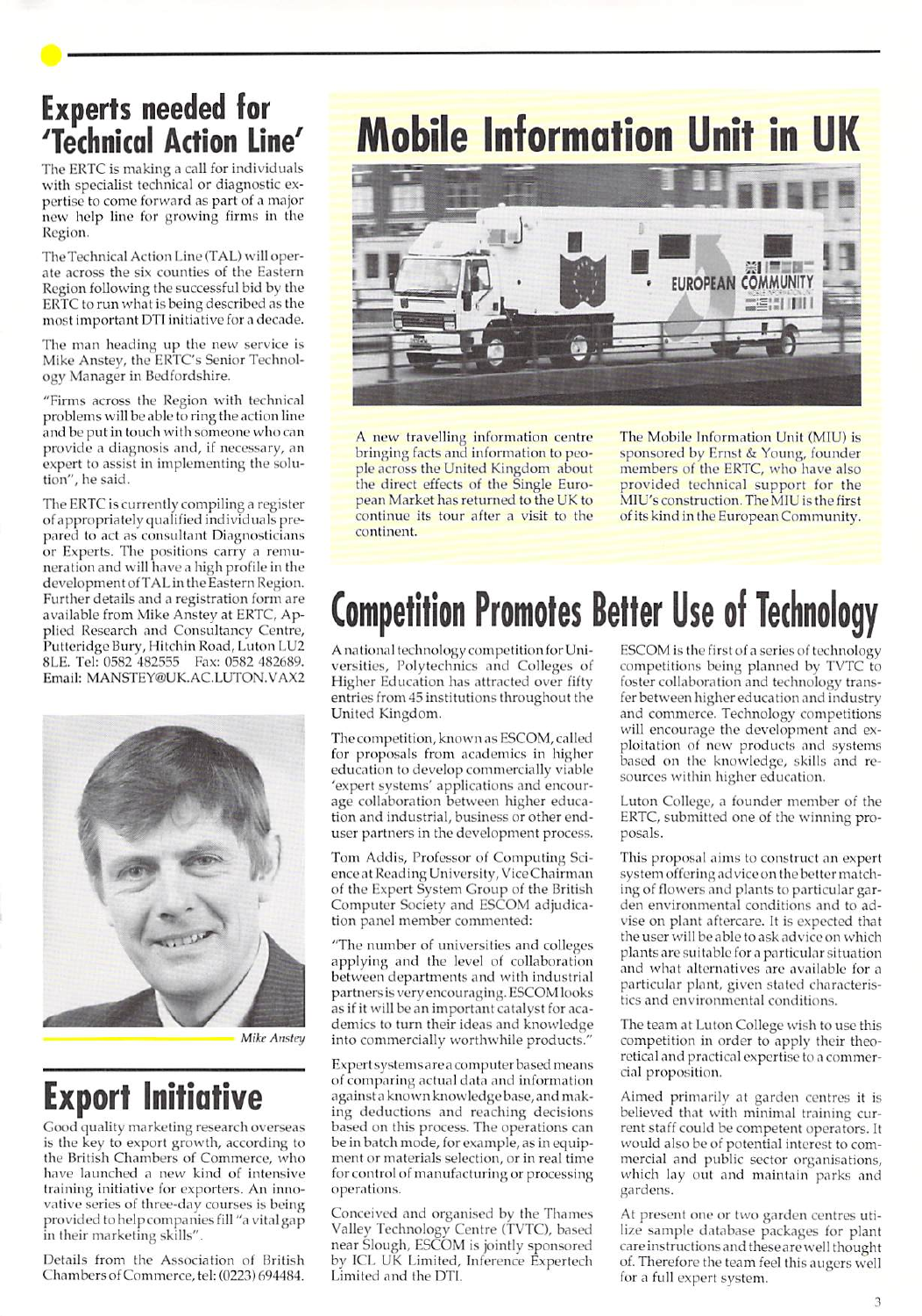## Experts needed for 'Technical Action Line'

The ERTC is making a call for individuals with specialist technical or diagnostic expertise to come forward as part of a major new help line for growing firms in the Region.

The Technical Action Line (TAL) will operate across the six counties of the Eastern Region following the successful bid by the ERTC to run what is being described as the most important DTI initiative for a decade.

The man heading up the new service is Mike Anstey, the ERTC's Senior Technology Manager in Bedfordshire.

"Firms across the Region with technical problems will be able to ring the action line and be put in touch with someone who can provide a diagnosis and, if necessary, an expert to assist in implementing the solution", he said.

The ERTC is currently compiling a register of appropriately qualified individuals prepared to act as consultant Diagnosticians or Experts. The positions carry a remuneration and will have a high profile in the development of TAL in the Eastern Region. Further details and a registration form are available from Mike Anstey at ERTC, Applied Research and Consultancy Centre, Putteridge Bury, Hitchin Road, Luton LU2 8LE. Tel: 0582 482555 Fax: 0582 482689. Email: MANSTEY@UK.AC.LUTON.VAX2

*Mike Anstey*

## Export Initiative

Good quality marketing research overseas is the key to export growth, according to the British Chambers of Commerce, who have launched a new kind of intensive training initiative for exporters. An innovative series of three-day courses is being provided to help companies fill "a vital gap in their marketing skills".

Details from the Association of British Chambers of Commerce, tel: (0223) 694484.

# Mobile Information Unit in UK

A new travelling information centre bringing facts and information to people across the United Kingdom about the direct effects of the Single European Market has returned to the UK to continue its tour after a visit to the continent.

The Mobile Information Unit (MIU) is sponsored by Ernst & Young, founder members of the ERTC, who have also provided technical support for the MIU's construction. The MIU is the first of its kind in the European Community.

# Competition Promotes Better Use of Technology

A national technology competition for Universities, Polytechnics and Colleges of Higher Education has attracted over fifty entries from 45 institutions throughout the United Kingdom.

The competition, known as ESCOM, called for proposals from academics in higher education to develop commercially viable 'expert systems' applications and encourage collaboration between higher education and industrial, business or other end-user partners in the development process.

Tom Addis, Professor of Computing Science at Reading University, Vice Chairman of the Expert System Group of the British Computer Society and ESCOM adjudication panel member commented:

"The number of universities and colleges applying and the level of collaboration between departments and with industrial partners is very encouraging. ESCOM looks as if it will be an important catalyst for academics to turn their ideas and knowledge into commercially worthwhile products."

Expert systems are a computer based means of comparing actual data and information against a known knowledge base, and making deductions and reaching decisions based on this process. The operations can be in batch mode, for example, as in equipment or materials selection, or in real time for control of manufacturing or processing operations.

Conceived and organised by the Thames Valley Technology Centre (TVTC), based near Slough, ESCOM is jointly sponsored by ICL UK Limited, Inference Expertech Limited and the DTI.

ESCOM is the first of a series of technology competitions being planned by TVTC to foster collaboration and technology transfer between higher education and industry and commerce. Technology competitions will encourage the development and exploitation of new products and systems based on the knowledge, skills and resources within higher education.

Luton College, a founder member of the ERTC, submitted one of the winning proposals.

This proposal aims to construct an expert system offering advice on the better matching of flowers and plants to particular garden environmental conditions and to advise on plant aftercare. It is expected that the user will be able to ask advice on which plants are suitable for a particular situation and what alternatives are available for a particular plant, given stated characteristics and environmental conditions.

The team at Luton College wish to use this competition in order to apply their theoretical and practical expertise to a commercial proposition.

Aimed primarily at garden centres it is believed that with minimal training current staff could be competent operators. It would also be of potential interest to commercial and public sector organisations, which lay out and maintain parks and gardens.

At present one or two garden centres utilize sample database packages for plant care instructions and these are well thought of. Therefore the team feel this augers well for a full expert system.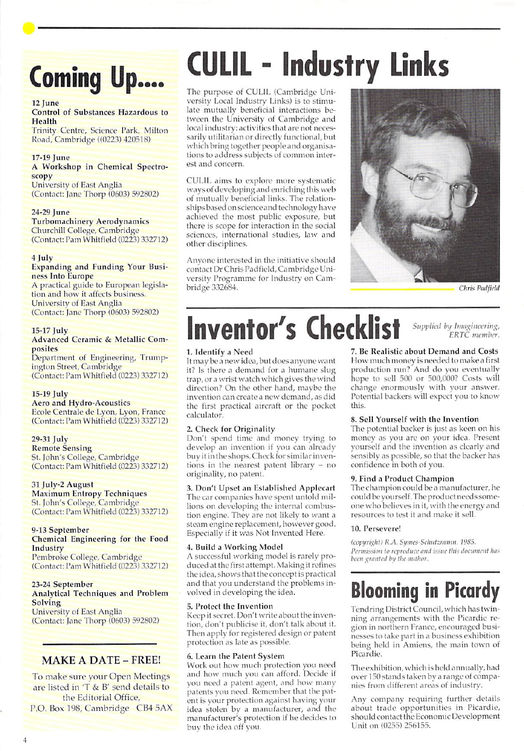# Coming Up....

**12 June**
**Control of Substances Hazardous to Health**
Trinity Centre, Science Park, Milton Road, Cambridge ((0223) 420518)

**17-19 June**
**A Workshop in Chemical Spectroscopy**
University of East Anglia
(Contact: Jane Thorp (0603) 592802)

**24-29 June**
**Turbomachinery Aerodynamics**
Churchill College, Cambridge
(Contact: Pam Whitfield (0223) 332712)

**4 July**
**Expanding and Funding Your Business Into Europe**
A practical guide to European legislation and how it affects business.
University of East Anglia
(Contact: Jane Thorp (0603) 592802)

**15-17 July**
**Advanced Ceramic & Metallic Composites**
Department of Engineering, Trumpington Street, Cambridge
(Contact: Pam Whitfield (0223) 332712)

**15-19 July**
**Aero and Hydro-Acoustics**
Ecole Centrale de Lyon, Lyon, France
(Contact: Pam Whitfield (0223) 332712)

**29-31 July**
**Remote Sensing**
St. John's College, Cambridge
(Contact: Pam Whitfield (0223) 332712)

**31 July-2 August**
**Maximum Entropy Techniques**
St. John's College, Cambridge
(Contact: Pam Whitfield (0223) 332712)

**9-13 September**
**Chemical Engineering for the Food Industry**
Pembroke College, Cambridge
(Contact: Pam Whitfield (0223) 332712)

**23-24 September**
**Analytical Techniques and Problem Solving**
University of East Anglia
(Contact: Jane Thorp (0603) 592802)

### MAKE A DATE – FREE!

To make sure your Open Meetings are listed in 'T & B' send details to the Editorial Office,
P.O. Box 198, Cambridge CB4 5AX

# CULIL - Industry Links

The purpose of CULIL (Cambridge University Local Industry Links) is to stimulate mutually beneficial interactions between the University of Cambridge and local industry: activities that are not necessarily utilitarian or directly functional, but which bring together people and organisations to address subjects of common interest and concern.

CULIL aims to explore more systematic ways of developing and enriching this web of mutually beneficial links. The relationships based on science and technology have achieved the most public exposure, but there is scope for interaction in the social sciences, international studies, law and other disciplines.

Anyone interested in the initiative should contact Dr Chris Padfield, Cambridge University Programme for Industry on Cambridge 332684.

*Chris Padfield*

# Inventor's Checklist

*Supplied by Imagineering, ERTC member.*

**1. Identify a Need**
It may be a new idea, but does anyone want it? Is there a demand for a humane slug trap, or a wrist watch which gives the wind direction? On the other hand, maybe the invention can create a new demand, as did the first practical aircraft or the pocket calculator.

**2. Check for Originality**
Don't spend time and money trying to develop an invention if you can already buy it in the shops. Check for similar inventions in the nearest patent library – no originality, no patent.

**3. Don't Upset an Established Applecart**
The car companies have spent untold millions on developing the internal combustion engine. They are not likely to want a steam engine replacement, however good. Especially if it was Not Invented Here.

**4. Build a Working Model**
A successful working model is rarely produced at the first attempt. Making it refines the idea, shows that the concept is practical and that you understand the problems involved in developing the idea.

**5. Protect the Invention**
Keep it secret. Don't write about the invention, don't publicise it, don't talk about it. Then apply for registered design or patent protection as late as possible.

**6. Learn the Patent System**
Work out how much protection you need and how much you can afford. Decide if you need a patent agent, and how many patents you need. Remember that the patent is your protection against having your idea stolen by a manufacturer, and the manufacturer's protection if he decides to buy the idea off you.

**7. Be Realistic about Demand and Costs**
How much money is needed to make a first production run? And do you eventually hope to sell 500 or 500,000? Costs will change enormously with your answer. Potential backers will expect you to know this.

**8. Sell Yourself with the Invention**
The potential backer is just as keen on his money as you are on your idea. Present yourself and the invention as clearly and sensibly as possible, so that the backer has confidence in both of you.

**9. Find a Product Champion**
The champion could be a manufacturer, he could be yourself. The product needs someone who believes in it, with the energy and resources to test it and make it sell.

**10. Persevere!**

*(copyright) R.A. Symes-Schutzmann, 1985. Permission to reproduce and issue this document has been granted by the author.*

# Blooming in Picardy

Tendring District Council, which has twinning arrangements with the Picardie region in northern France, encouraged businesses to take part in a business exhibition being held in Amiens, the main town of Picardie.

The exhibition, which is held annually, had over 150 stands taken by a range of companies from different areas of industry.

Any company requiring further details about trade opportunities in Picardie, should contact the Economic Development Unit on (0255) 256155.